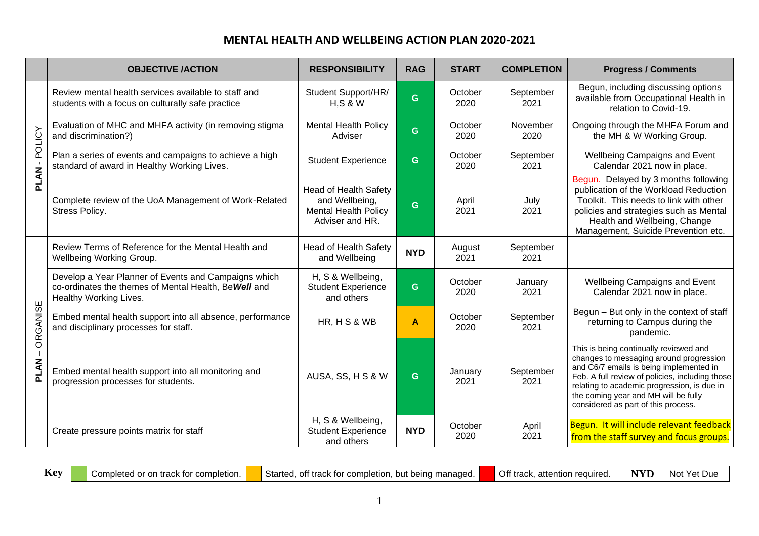# MENTAL HEALTH AND WELLBEING ACTION PLAN 2020-2021

| | OBJECTIVE /ACTION | RESPONSIBILITY | RAG | START | COMPLETION | Progress / Comments |
|---|---|---|---|---|---|---|
| PLAN - POLICY | Review mental health services available to staff and students with a focus on culturally safe practice | Student Support/HR/ H,S & W | G | October 2020 | September 2021 | Begun, including discussing options available from Occupational Health in relation to Covid-19. |
| | Evaluation of MHC and MHFA activity (in removing stigma and discrimination?) | Mental Health Policy Adviser | G | October 2020 | November 2020 | Ongoing through the MHFA Forum and the MH & W Working Group. |
| | Plan a series of events and campaigns to achieve a high standard of award in Healthy Working Lives. | Student Experience | G | October 2020 | September 2021 | Wellbeing Campaigns and Event Calendar 2021 now in place. |
| | Complete review of the UoA Management of Work-Related Stress Policy. | Head of Health Safety and Wellbeing, Mental Health Policy Adviser and HR. | G | April 2021 | July 2021 | Begun. Delayed by 3 months following publication of the Workload Reduction Toolkit. This needs to link with other policies and strategies such as Mental Health and Wellbeing, Change Management, Suicide Prevention etc. |
| PLAN – ORGANISE | Review Terms of Reference for the Mental Health and Wellbeing Working Group. | Head of Health Safety and Wellbeing | NYD | August 2021 | September 2021 | |
| | Develop a Year Planner of Events and Campaigns which co-ordinates the themes of Mental Health, Be***Well*** and Healthy Working Lives. | H, S & Wellbeing, Student Experience and others | G | October 2020 | January 2021 | Wellbeing Campaigns and Event Calendar 2021 now in place. |
| | Embed mental health support into all absence, performance and disciplinary processes for staff. | HR, H S & WB | A | October 2020 | September 2021 | Begun – But only in the context of staff returning to Campus during the pandemic. |
| | Embed mental health support into all monitoring and progression processes for students. | AUSA, SS, H S & W | G | January 2021 | September 2021 | This is being continually reviewed and changes to messaging around progression and C6/7 emails is being implemented in Feb. A full review of policies, including those relating to academic progression, is due in the coming year and MH will be fully considered as part of this process. |
| | Create pressure points matrix for staff | H, S & Wellbeing, Student Experience and others | NYD | October 2020 | April 2021 | Begun. It will include relevant feedback from the staff survey and focus groups. |

**Key**

| G | A | R | NYD |
|---|---|---|---|
| Completed or on track for completion. | Started, off track for completion, but being managed. | Off track, attention required. | Not Yet Due |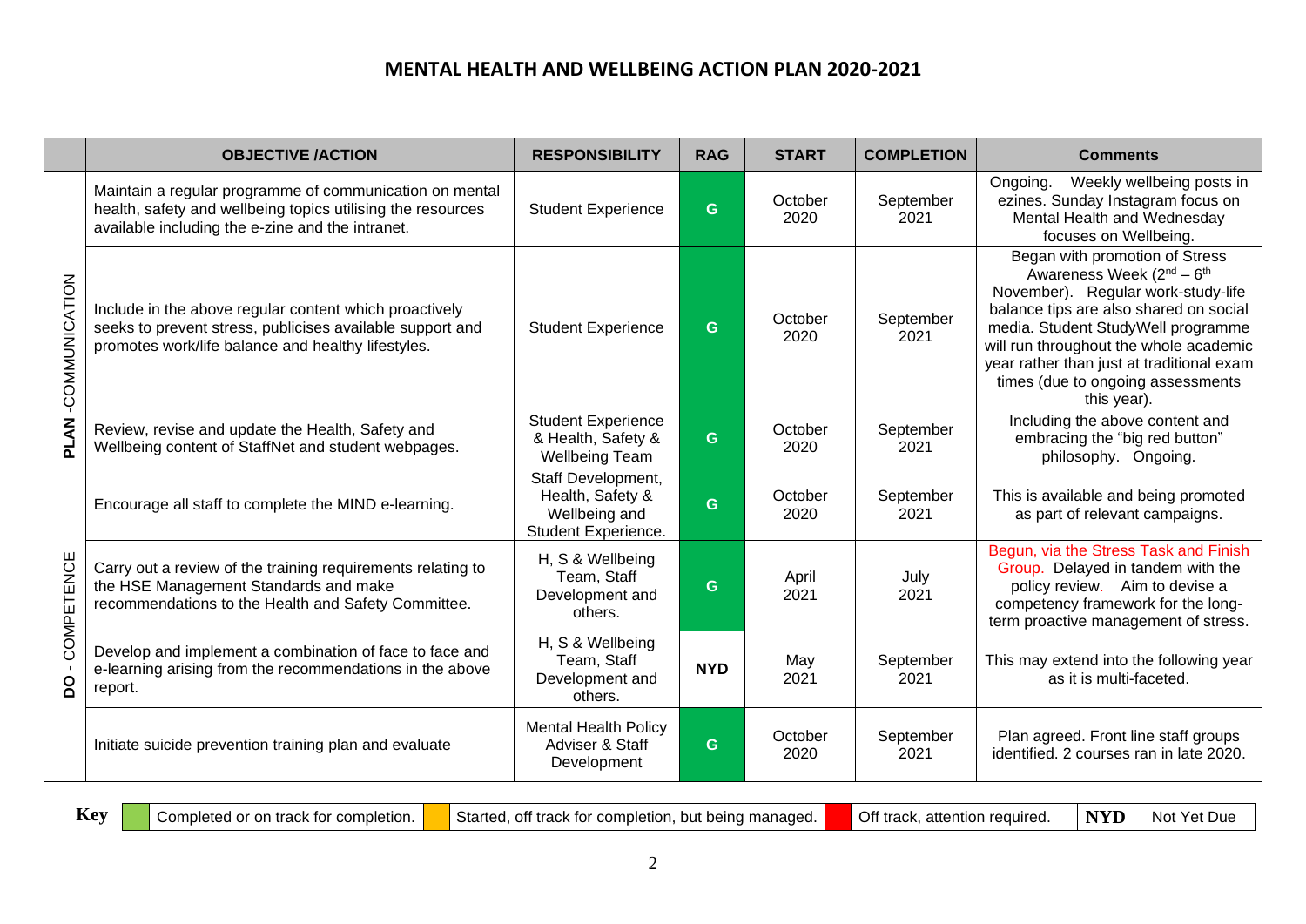# MENTAL HEALTH AND WELLBEING ACTION PLAN 2020-2021

| | OBJECTIVE /ACTION | RESPONSIBILITY | RAG | START | COMPLETION | Comments |
|---|---|---|---|---|---|---|
| **PLAN** -COMMUNICATION | Maintain a regular programme of communication on mental health, safety and wellbeing topics utilising the resources available including the e-zine and the intranet. | Student Experience | G | October 2020 | September 2021 | Ongoing. Weekly wellbeing posts in ezines. Sunday Instagram focus on Mental Health and Wednesday focuses on Wellbeing. |
| | Include in the above regular content which proactively seeks to prevent stress, publicises available support and promotes work/life balance and healthy lifestyles. | Student Experience | G | October 2020 | September 2021 | Began with promotion of Stress Awareness Week (2nd – 6th November). Regular work-study-life balance tips are also shared on social media. Student StudyWell programme will run throughout the whole academic year rather than just at traditional exam times (due to ongoing assessments this year). |
| | Review, revise and update the Health, Safety and Wellbeing content of StaffNet and student webpages. | Student Experience & Health, Safety & Wellbeing Team | G | October 2020 | September 2021 | Including the above content and embracing the "big red button" philosophy. Ongoing. |
| **DO** - COMPETENCE | Encourage all staff to complete the MIND e-learning. | Staff Development, Health, Safety & Wellbeing and Student Experience. | G | October 2020 | September 2021 | This is available and being promoted as part of relevant campaigns. |
| | Carry out a review of the training requirements relating to the HSE Management Standards and make recommendations to the Health and Safety Committee. | H, S & Wellbeing Team, Staff Development and others. | G | April 2021 | July 2021 | Begun, via the Stress Task and Finish Group. Delayed in tandem with the policy review. Aim to devise a competency framework for the long-term proactive management of stress. |
| | Develop and implement a combination of face to face and e-learning arising from the recommendations in the above report. | H, S & Wellbeing Team, Staff Development and others. | **NYD** | May 2021 | September 2021 | This may extend into the following year as it is multi-faceted. |
| | Initiate suicide prevention training plan and evaluate | Mental Health Policy Adviser & Staff Development | G | October 2020 | September 2021 | Plan agreed. Front line staff groups identified. 2 courses ran in late 2020. |

**Key**

| Colour | Meaning |
|---|---|
| Green | Completed or on track for completion. |
| Amber | Started, off track for completion, but being managed. |
| Red | Off track, attention required. |
| **NYD** | Not Yet Due |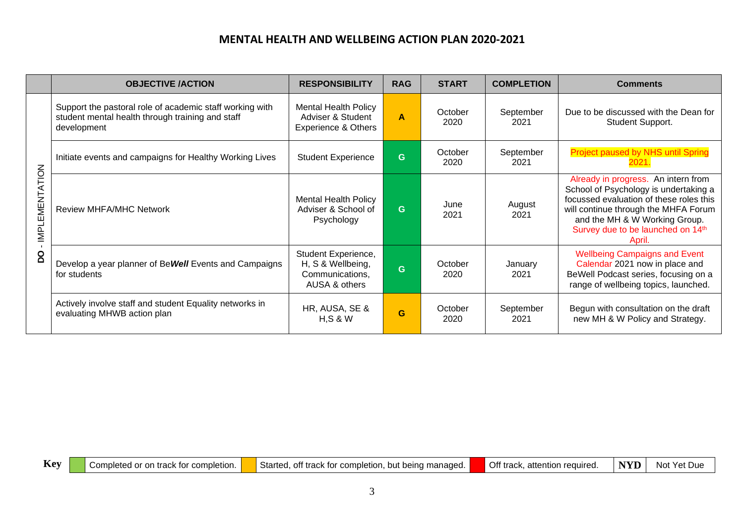# MENTAL HEALTH AND WELLBEING ACTION PLAN 2020-2021

| | OBJECTIVE /ACTION | RESPONSIBILITY | RAG | START | COMPLETION | Comments |
|---|---|---|---|---|---|---|
| DO - IMPLEMENTATION | Support the pastoral role of academic staff working with student mental health through training and staff development | Mental Health Policy Adviser & Student Experience & Others | A | October 2020 | September 2021 | Due to be discussed with the Dean for Student Support. |
| | Initiate events and campaigns for Healthy Working Lives | Student Experience | G | October 2020 | September 2021 | Project paused by NHS until Spring 2021. |
| | Review MHFA/MHC Network | Mental Health Policy Adviser & School of Psychology | G | June 2021 | August 2021 | Already in progress. An intern from School of Psychology is undertaking a focussed evaluation of these roles this will continue through the MHFA Forum and the MH & W Working Group. Survey due to be launched on 14th April. |
| | Develop a year planner of Be***Well*** Events and Campaigns for students | Student Experience, H, S & Wellbeing, Communications, AUSA & others | G | October 2020 | January 2021 | Wellbeing Campaigns and Event Calendar 2021 now in place and BeWell Podcast series, focusing on a range of wellbeing topics, launched. |
| | Actively involve staff and student Equality networks in evaluating MHWB action plan | HR, AUSA, SE & H,S & W | G | October 2020 | September 2021 | Begun with consultation on the draft new MH & W Policy and Strategy. |

**Key**

| Colour | Meaning |
|---|---|
| Green | Completed or on track for completion. |
| Amber | Started, off track for completion, but being managed. |
| Red | Off track, attention required. |
| **NYD** | Not Yet Due |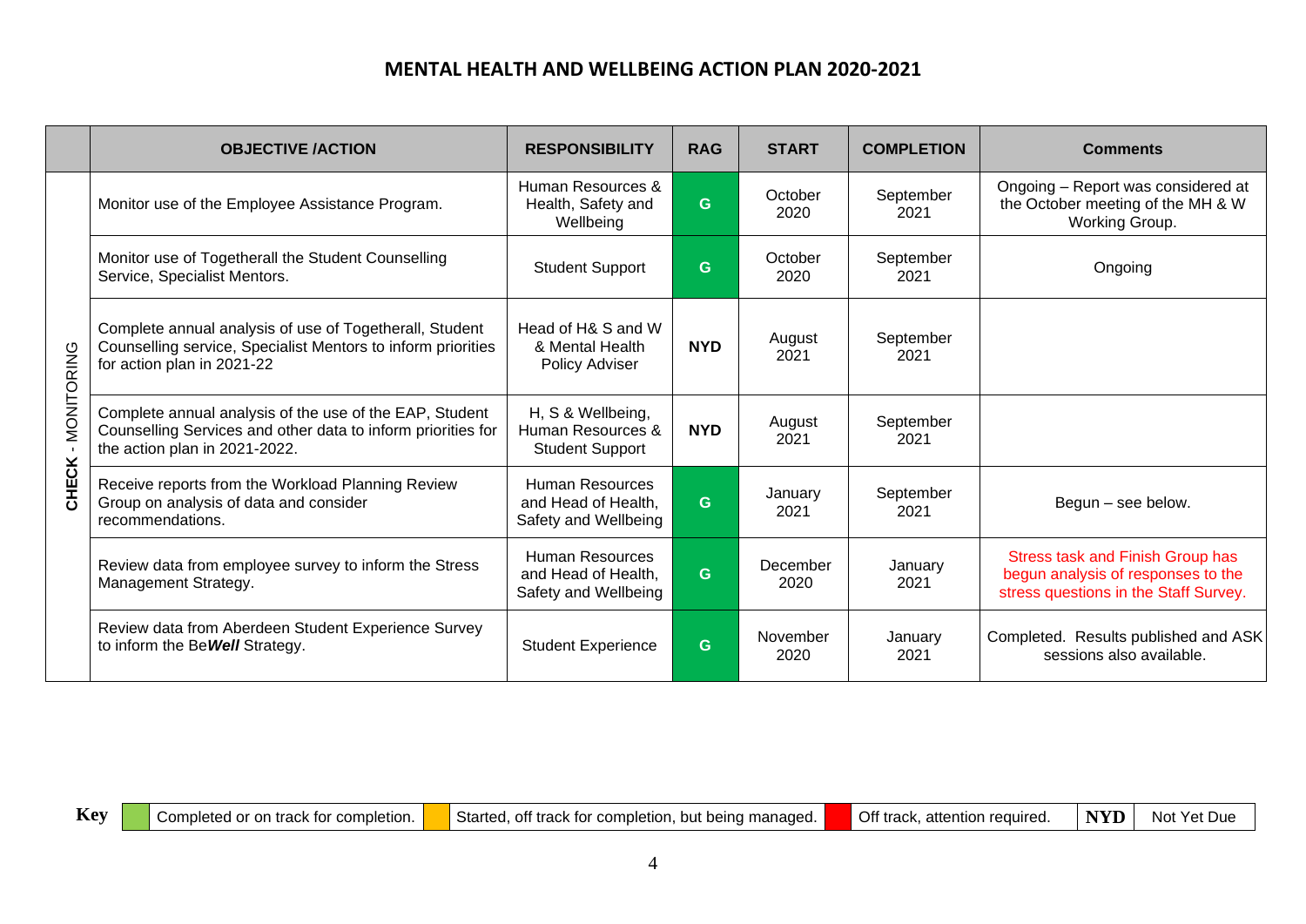# MENTAL HEALTH AND WELLBEING ACTION PLAN 2020-2021

| | OBJECTIVE /ACTION | RESPONSIBILITY | RAG | START | COMPLETION | Comments |
|---|---|---|---|---|---|---|
| CHECK - MONITORING | Monitor use of the Employee Assistance Program. | Human Resources & Health, Safety and Wellbeing | G | October 2020 | September 2021 | Ongoing – Report was considered at the October meeting of the MH & W Working Group. |
| | Monitor use of Togetherall the Student Counselling Service, Specialist Mentors. | Student Support | G | October 2020 | September 2021 | Ongoing |
| | Complete annual analysis of use of Togetherall, Student Counselling service, Specialist Mentors to inform priorities for action plan in 2021-22 | Head of H& S and W & Mental Health Policy Adviser | NYD | August 2021 | September 2021 | |
| | Complete annual analysis of the use of the EAP, Student Counselling Services and other data to inform priorities for the action plan in 2021-2022. | H, S & Wellbeing, Human Resources & Student Support | NYD | August 2021 | September 2021 | |
| | Receive reports from the Workload Planning Review Group on analysis of data and consider recommendations. | Human Resources and Head of Health, Safety and Wellbeing | G | January 2021 | September 2021 | Begun – see below. |
| | Review data from employee survey to inform the Stress Management Strategy. | Human Resources and Head of Health, Safety and Wellbeing | G | December 2020 | January 2021 | Stress task and Finish Group has begun analysis of responses to the stress questions in the Staff Survey. |
| | Review data from Aberdeen Student Experience Survey to inform the Be***Well*** Strategy. | Student Experience | G | November 2020 | January 2021 | Completed. Results published and ASK sessions also available. |

**Key**

| | | | |
|---|---|---|---|
| Green | Completed or on track for completion. | Amber | Started, off track for completion, but being managed. |
| Red | Off track, attention required. | **NYD** | Not Yet Due |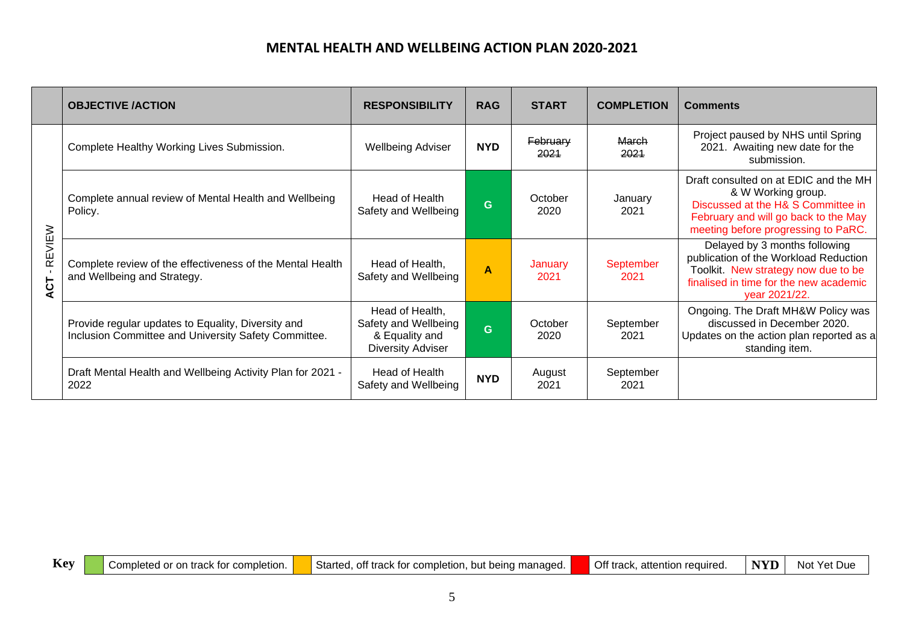# MENTAL HEALTH AND WELLBEING ACTION PLAN 2020-2021

| | OBJECTIVE /ACTION | RESPONSIBILITY | RAG | START | COMPLETION | Comments |
|---|---|---|---|---|---|---|
| ACT - REVIEW | Complete Healthy Working Lives Submission. | Wellbeing Adviser | NYD | ~~February 2021~~ | ~~March 2021~~ | Project paused by NHS until Spring 2021. Awaiting new date for the submission. |
| | Complete annual review of Mental Health and Wellbeing Policy. | Head of Health Safety and Wellbeing | G | October 2020 | January 2021 | Draft consulted on at EDIC and the MH & W Working group. Discussed at the H& S Committee in February and will go back to the May meeting before progressing to PaRC. |
| | Complete review of the effectiveness of the Mental Health and Wellbeing and Strategy. | Head of Health, Safety and Wellbeing | A | January 2021 | September 2021 | Delayed by 3 months following publication of the Workload Reduction Toolkit. New strategy now due to be finalised in time for the new academic year 2021/22. |
| | Provide regular updates to Equality, Diversity and Inclusion Committee and University Safety Committee. | Head of Health, Safety and Wellbeing & Equality and Diversity Adviser | G | October 2020 | September 2021 | Ongoing. The Draft MH&W Policy was discussed in December 2020. Updates on the action plan reported as a standing item. |
| | Draft Mental Health and Wellbeing Activity Plan for 2021 - 2022 | Head of Health Safety and Wellbeing | NYD | August 2021 | September 2021 | |

**Key**

| | | | |
|---|---|---|---|
| G | Completed or on track for completion. | A | Started, off track for completion, but being managed. |
| R | Off track, attention required. | NYD | Not Yet Due |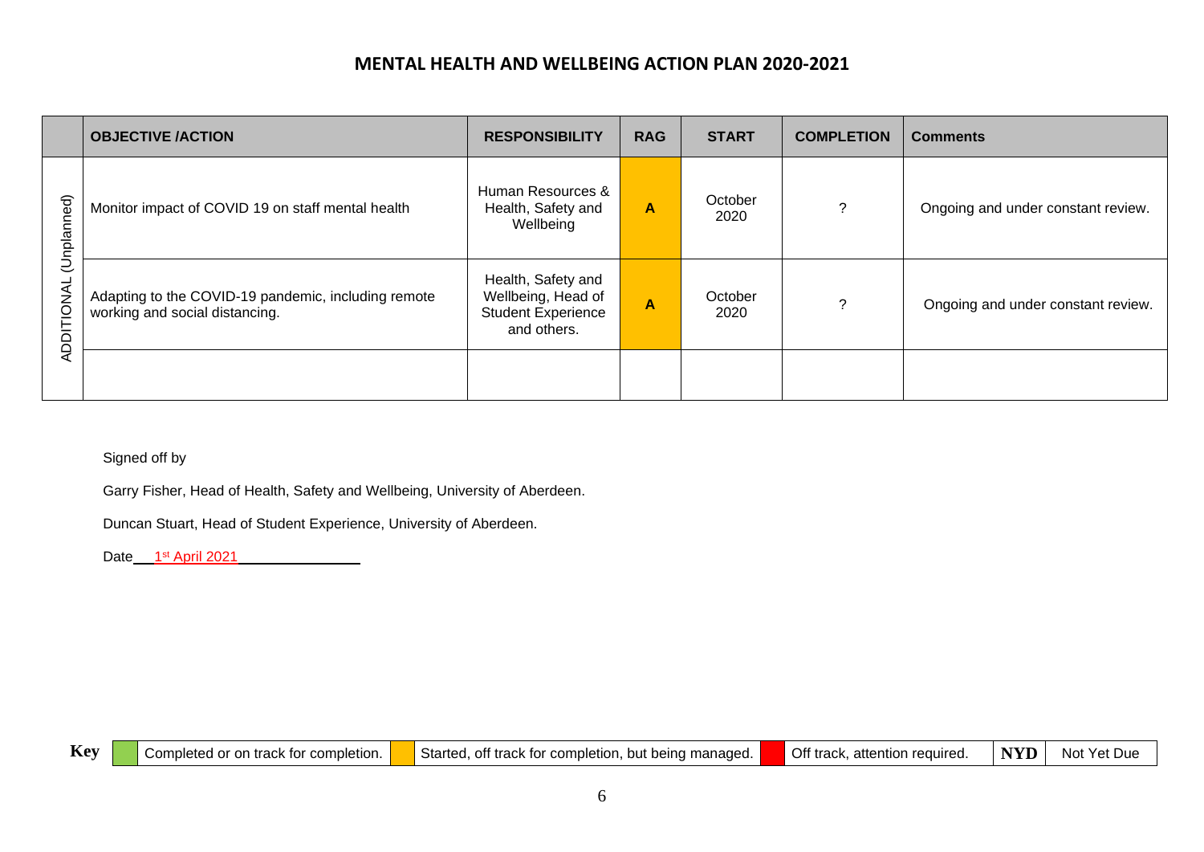# MENTAL HEALTH AND WELLBEING ACTION PLAN 2020-2021

| | OBJECTIVE /ACTION | RESPONSIBILITY | RAG | START | COMPLETION | Comments |
|---|---|---|---|---|---|---|
| ADDITIONAL (Unplanned) | Monitor impact of COVID 19 on staff mental health | Human Resources & Health, Safety and Wellbeing | A | October 2020 | ? | Ongoing and under constant review. |
| | Adapting to the COVID-19 pandemic, including remote working and social distancing. | Health, Safety and Wellbeing, Head of Student Experience and others. | A | October 2020 | ? | Ongoing and under constant review. |
| | | | | | | |

Signed off by

Garry Fisher, Head of Health, Safety and Wellbeing, University of Aberdeen.

Duncan Stuart, Head of Student Experience, University of Aberdeen.

Date 1st April 2021

| Key | | | | | | | |
|---|---|---|---|---|---|---|---|
| Key | (green) | Completed or on track for completion. | (amber) | Started, off track for completion, but being managed. | (red) | Off track, attention required. | **NYD** Not Yet Due |